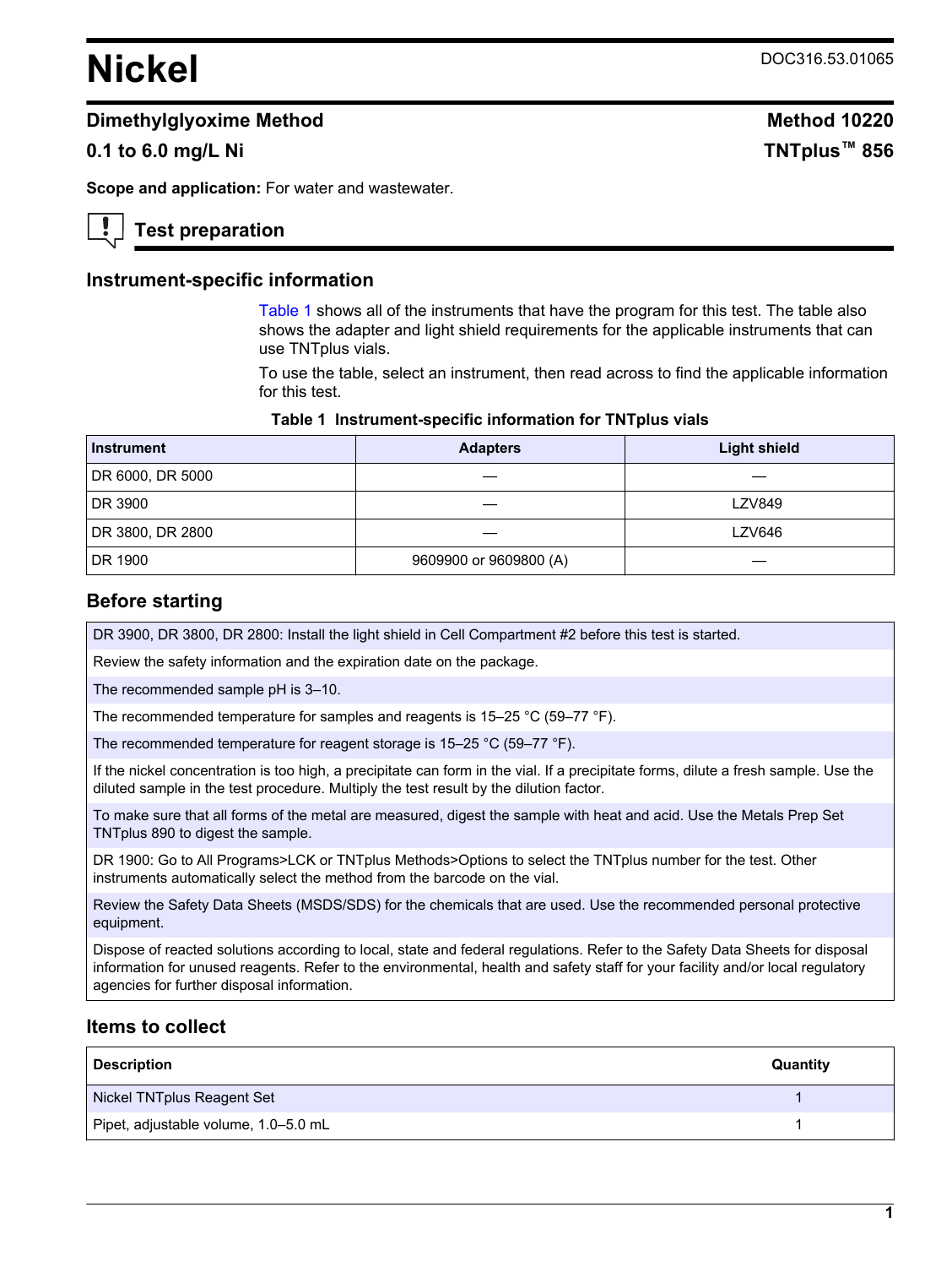# Nickel

DOC316.53.01065

## Dimethylglyoxime Method

**Method 10220**

**0.1 to 6.0 mg/L Ni**

**TNTplus™ 856**

**Scope and application:** For water and wastewater.

## Test preparation

### Instrument-specific information

Table 1 shows all of the instruments that have the program for this test. The table also shows the adapter and light shield requirements for the applicable instruments that can use TNTplus vials.

To use the table, select an instrument, then read across to find the applicable information for this test.

**Table 1 Instrument-specific information for TNTplus vials**

| Instrument | Adapters | Light shield |
|---|---|---|
| DR 6000, DR 5000 | — | — |
| DR 3900 | — | LZV849 |
| DR 3800, DR 2800 | — | LZV646 |
| DR 1900 | 9609900 or 9609800 (A) | — |

### Before starting

DR 3900, DR 3800, DR 2800: Install the light shield in Cell Compartment #2 before this test is started.

Review the safety information and the expiration date on the package.

The recommended sample pH is 3–10.

The recommended temperature for samples and reagents is 15–25 °C (59–77 °F).

The recommended temperature for reagent storage is 15–25 °C (59–77 °F).

If the nickel concentration is too high, a precipitate can form in the vial. If a precipitate forms, dilute a fresh sample. Use the diluted sample in the test procedure. Multiply the test result by the dilution factor.

To make sure that all forms of the metal are measured, digest the sample with heat and acid. Use the Metals Prep Set TNTplus 890 to digest the sample.

DR 1900: Go to All Programs>LCK or TNTplus Methods>Options to select the TNTplus number for the test. Other instruments automatically select the method from the barcode on the vial.

Review the Safety Data Sheets (MSDS/SDS) for the chemicals that are used. Use the recommended personal protective equipment.

Dispose of reacted solutions according to local, state and federal regulations. Refer to the Safety Data Sheets for disposal information for unused reagents. Refer to the environmental, health and safety staff for your facility and/or local regulatory agencies for further disposal information.

### Items to collect

| Description | Quantity |
|---|---|
| Nickel TNTplus Reagent Set | 1 |
| Pipet, adjustable volume, 1.0–5.0 mL | 1 |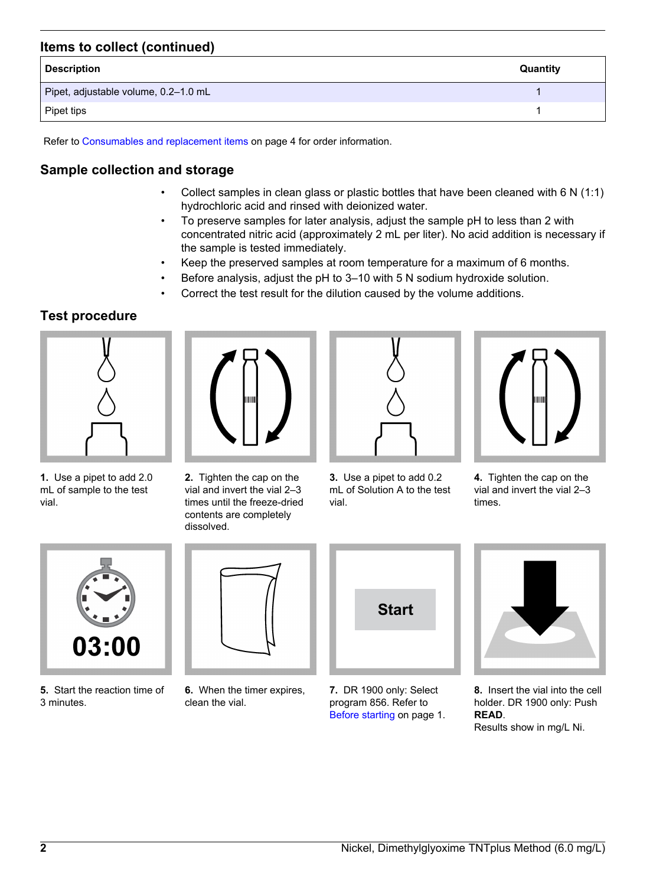### Items to collect (continued)

| Description | Quantity |
| --- | --- |
| Pipet, adjustable volume, 0.2–1.0 mL | 1 |
| Pipet tips | 1 |

Refer to Consumables and replacement items on page 4 for order information.

## Sample collection and storage

- Collect samples in clean glass or plastic bottles that have been cleaned with 6 N (1:1) hydrochloric acid and rinsed with deionized water.
- To preserve samples for later analysis, adjust the sample pH to less than 2 with concentrated nitric acid (approximately 2 mL per liter). No acid addition is necessary if the sample is tested immediately.
- Keep the preserved samples at room temperature for a maximum of 6 months.
- Before analysis, adjust the pH to 3–10 with 5 N sodium hydroxide solution.
- Correct the test result for the dilution caused by the volume additions.

## Test procedure

**1.** Use a pipet to add 2.0 mL of sample to the test vial.

**2.** Tighten the cap on the vial and invert the vial 2–3 times until the freeze-dried contents are completely dissolved.

**3.** Use a pipet to add 0.2 mL of Solution A to the test vial.

**4.** Tighten the cap on the vial and invert the vial 2–3 times.

**5.** Start the reaction time of 3 minutes.

**6.** When the timer expires, clean the vial.

**7.** DR 1900 only: Select program 856. Refer to Before starting on page 1.

**8.** Insert the vial into the cell holder. DR 1900 only: Push **READ**.
Results show in mg/L Ni.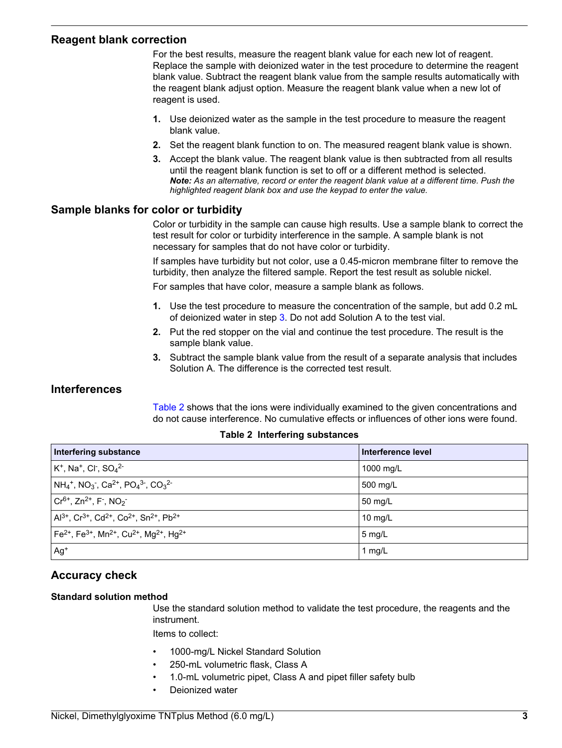## Reagent blank correction

For the best results, measure the reagent blank value for each new lot of reagent. Replace the sample with deionized water in the test procedure to determine the reagent blank value. Subtract the reagent blank value from the sample results automatically with the reagent blank adjust option. Measure the reagent blank value when a new lot of reagent is used.

1. Use deionized water as the sample in the test procedure to measure the reagent blank value.
2. Set the reagent blank function to on. The measured reagent blank value is shown.
3. Accept the blank value. The reagent blank value is then subtracted from all results until the reagent blank function is set to off or a different method is selected.
   ***Note:*** *As an alternative, record or enter the reagent blank value at a different time. Push the highlighted reagent blank box and use the keypad to enter the value.*

## Sample blanks for color or turbidity

Color or turbidity in the sample can cause high results. Use a sample blank to correct the test result for color or turbidity interference in the sample. A sample blank is not necessary for samples that do not have color or turbidity.

If samples have turbidity but not color, use a 0.45-micron membrane filter to remove the turbidity, then analyze the filtered sample. Report the test result as soluble nickel.

For samples that have color, measure a sample blank as follows.

1. Use the test procedure to measure the concentration of the sample, but add 0.2 mL of deionized water in step 3. Do not add Solution A to the test vial.
2. Put the red stopper on the vial and continue the test procedure. The result is the sample blank value.
3. Subtract the sample blank value from the result of a separate analysis that includes Solution A. The difference is the corrected test result.

## Interferences

Table 2 shows that the ions were individually examined to the given concentrations and do not cause interference. No cumulative effects or influences of other ions were found.

**Table 2 Interfering substances**

| Interfering substance | Interference level |
|---|---|
| $K^+$, $Na^+$, $Cl^-$, $SO_4^{2-}$ | 1000 mg/L |
| $NH_4^+$, $NO_3^-$, $Ca^{2+}$, $PO_4^{3-}$, $CO_3^{2-}$ | 500 mg/L |
| $Cr^{6+}$, $Zn^{2+}$, $F^-$, $NO_2^-$ | 50 mg/L |
| $Al^{3+}$, $Cr^{3+}$, $Cd^{2+}$, $Co^{2+}$, $Sn^{2+}$, $Pb^{2+}$ | 10 mg/L |
| $Fe^{2+}$, $Fe^{3+}$, $Mn^{2+}$, $Cu^{2+}$, $Mg^{2+}$, $Hg^{2+}$ | 5 mg/L |
| $Ag^+$ | 1 mg/L |

## Accuracy check

### Standard solution method

Use the standard solution method to validate the test procedure, the reagents and the instrument.

Items to collect:

- 1000-mg/L Nickel Standard Solution
- 250-mL volumetric flask, Class A
- 1.0-mL volumetric pipet, Class A and pipet filler safety bulb
- Deionized water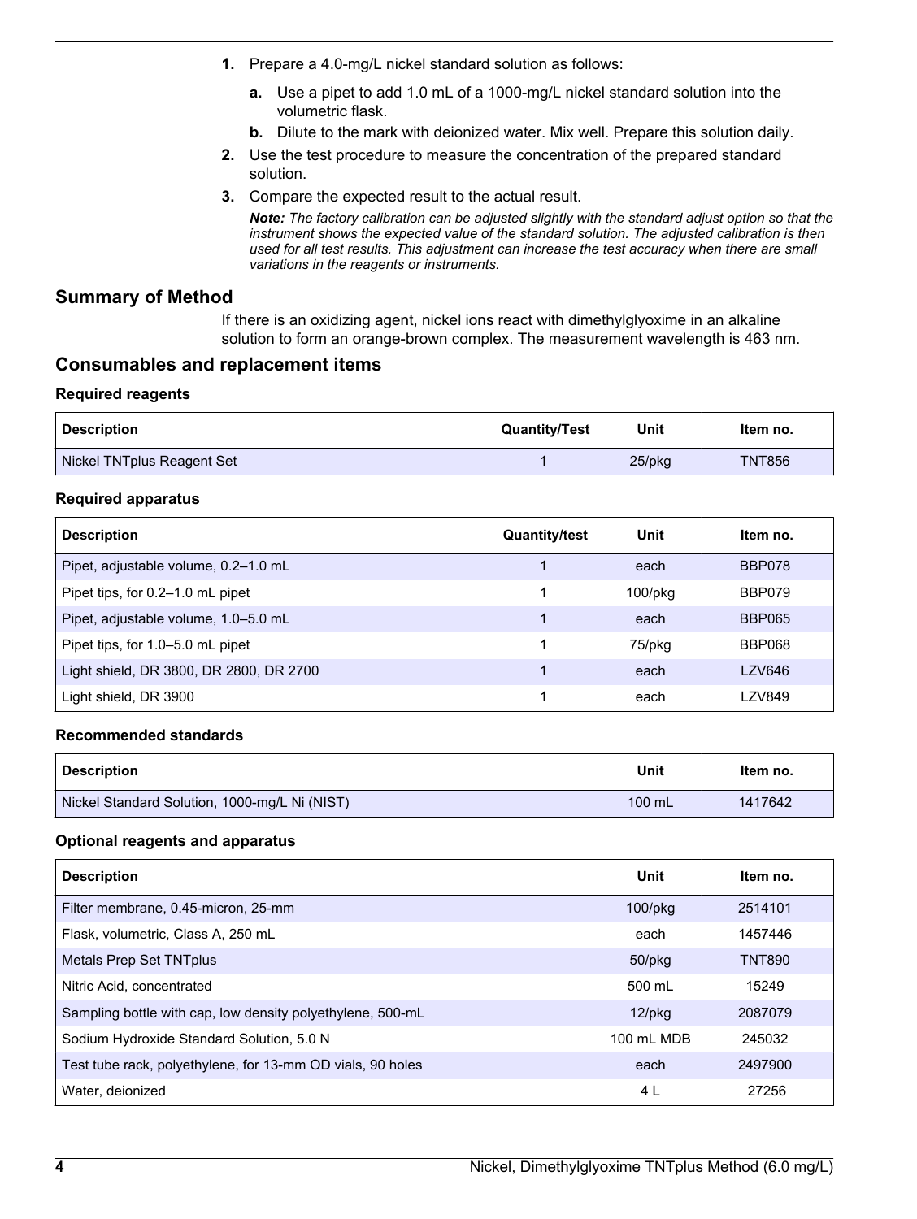1. Prepare a 4.0-mg/L nickel standard solution as follows:
   a. Use a pipet to add 1.0 mL of a 1000-mg/L nickel standard solution into the volumetric flask.
   b. Dilute to the mark with deionized water. Mix well. Prepare this solution daily.
2. Use the test procedure to measure the concentration of the prepared standard solution.
3. Compare the expected result to the actual result.

   ***Note:*** *The factory calibration can be adjusted slightly with the standard adjust option so that the instrument shows the expected value of the standard solution. The adjusted calibration is then used for all test results. This adjustment can increase the test accuracy when there are small variations in the reagents or instruments.*

## Summary of Method

If there is an oxidizing agent, nickel ions react with dimethylglyoxime in an alkaline solution to form an orange-brown complex. The measurement wavelength is 463 nm.

## Consumables and replacement items

### Required reagents

| Description | Quantity/Test | Unit | Item no. |
|---|---|---|---|
| Nickel TNTplus Reagent Set | 1 | 25/pkg | TNT856 |

### Required apparatus

| Description | Quantity/test | Unit | Item no. |
|---|---|---|---|
| Pipet, adjustable volume, 0.2–1.0 mL | 1 | each | BBP078 |
| Pipet tips, for 0.2–1.0 mL pipet | 1 | 100/pkg | BBP079 |
| Pipet, adjustable volume, 1.0–5.0 mL | 1 | each | BBP065 |
| Pipet tips, for 1.0–5.0 mL pipet | 1 | 75/pkg | BBP068 |
| Light shield, DR 3800, DR 2800, DR 2700 | 1 | each | LZV646 |
| Light shield, DR 3900 | 1 | each | LZV849 |

### Recommended standards

| Description | Unit | Item no. |
|---|---|---|
| Nickel Standard Solution, 1000-mg/L Ni (NIST) | 100 mL | 1417642 |

### Optional reagents and apparatus

| Description | Unit | Item no. |
|---|---|---|
| Filter membrane, 0.45-micron, 25-mm | 100/pkg | 2514101 |
| Flask, volumetric, Class A, 250 mL | each | 1457446 |
| Metals Prep Set TNTplus | 50/pkg | TNT890 |
| Nitric Acid, concentrated | 500 mL | 15249 |
| Sampling bottle with cap, low density polyethylene, 500-mL | 12/pkg | 2087079 |
| Sodium Hydroxide Standard Solution, 5.0 N | 100 mL MDB | 245032 |
| Test tube rack, polyethylene, for 13-mm OD vials, 90 holes | each | 2497900 |
| Water, deionized | 4 L | 27256 |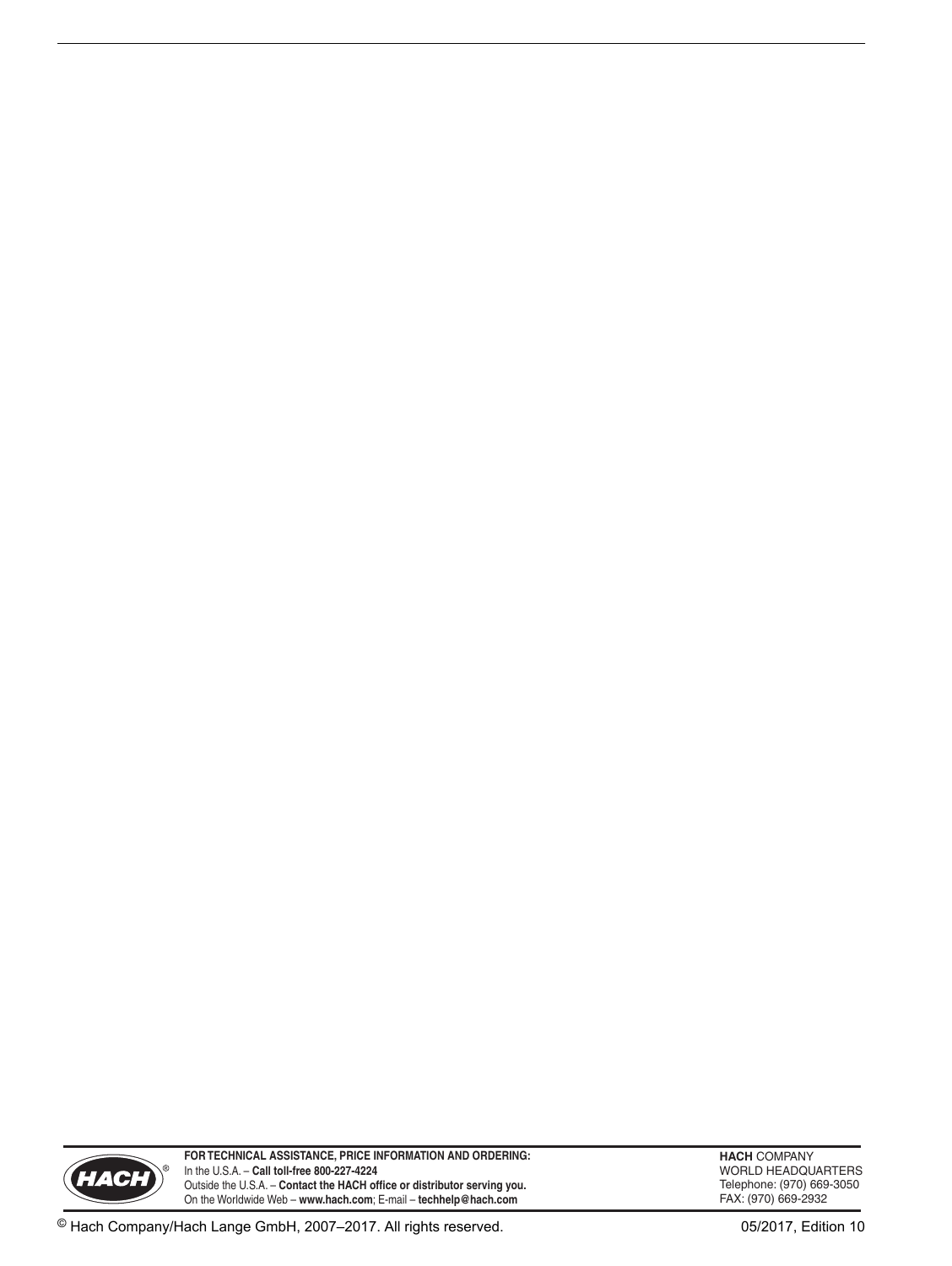**FOR TECHNICAL ASSISTANCE, PRICE INFORMATION AND ORDERING:**
In the U.S.A. – **Call toll-free 800-227-4224**
Outside the U.S.A. – **Contact the HACH office or distributor serving you.**
On the Worldwide Web – **www.hach.com**; E-mail – **techhelp@hach.com**

**HACH** COMPANY
WORLD HEADQUARTERS
Telephone: (970) 669-3050
FAX: (970) 669-2932

© Hach Company/Hach Lange GmbH, 2007–2017. All rights reserved.

05/2017, Edition 10